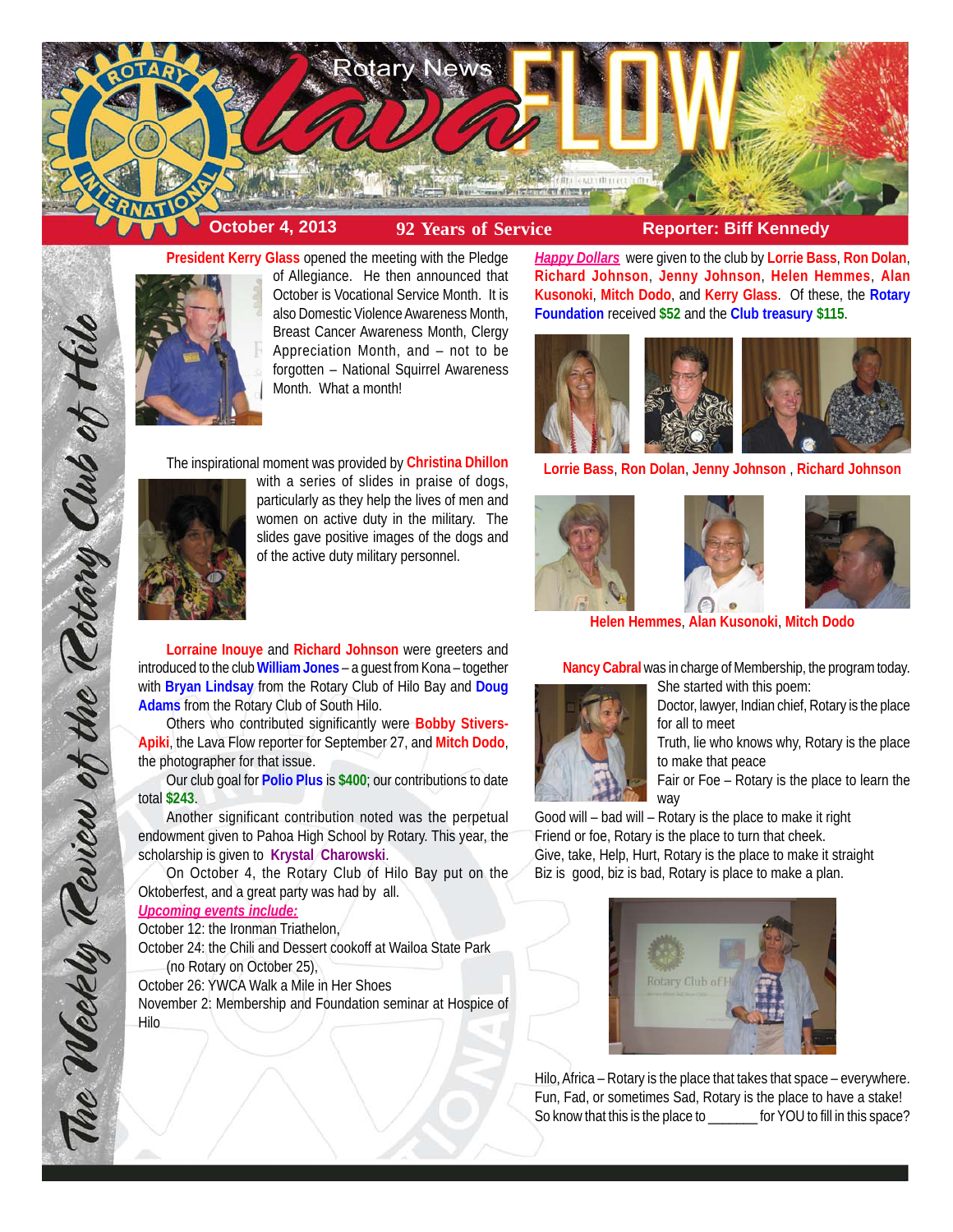# Rotary News Lava FLOW

**October 4, 2013** | **92 Years of Service** | **Reporter: Biff Kennedy**

*The Weekly Review of the Rotary Club of Hilo*

**President Kerry Glass** opened the meeting with the Pledge of Allegiance. He then announced that October is Vocational Service Month. It is also Domestic Violence Awareness Month, Breast Cancer Awareness Month, Clergy Appreciation Month, and – not to be forgotten – National Squirrel Awareness Month. What a month!

The inspirational moment was provided by **Christina Dhillon** with a series of slides in praise of dogs, particularly as they help the lives of men and women on active duty in the military. The slides gave positive images of the dogs and of the active duty military personnel.

**Lorraine Inouye** and **Richard Johnson** were greeters and introduced to the club **William Jones** – a guest from Kona – together with **Bryan Lindsay** from the Rotary Club of Hilo Bay and **Doug Adams** from the Rotary Club of South Hilo.

Others who contributed significantly were **Bobby Stivers-Apiki**, the Lava Flow reporter for September 27, and **Mitch Dodo**, the photographer for that issue.

Our club goal for **Polio Plus** is **$400**; our contributions to date total **$243**.

Another significant contribution noted was the perpetual endowment given to Pahoa High School by Rotary. This year, the scholarship is given to **Krystal Charowski**.

On October 4, the Rotary Club of Hilo Bay put on the Oktoberfest, and a great party was had by all.

***Upcoming events include:***

October 12: the Ironman Triathelon,

October 24: the Chili and Dessert cookoff at Wailoa State Park (no Rotary on October 25),

October 26: YWCA Walk a Mile in Her Shoes

November 2: Membership and Foundation seminar at Hospice of Hilo

***Happy Dollars*** were given to the club by **Lorrie Bass**, **Ron Dolan**, **Richard Johnson**, **Jenny Johnson**, **Helen Hemmes**, **Alan Kusonoki**, **Mitch Dodo**, and **Kerry Glass**. Of these, the **Rotary Foundation** received **$52** and the **Club treasury $115**.

**Lorrie Bass**, **Ron Dolan**, **Jenny Johnson** , **Richard Johnson**

**Helen Hemmes**, **Alan Kusonoki**, **Mitch Dodo**

**Nancy Cabral** was in charge of Membership, the program today. She started with this poem:

Doctor, lawyer, Indian chief, Rotary is the place for all to meet
Truth, lie who knows why, Rotary is the place to make that peace
Fair or Foe – Rotary is the place to learn the way
Good will – bad will – Rotary is the place to make it right
Friend or foe, Rotary is the place to turn that cheek.
Give, take, Help, Hurt, Rotary is the place to make it straight
Biz is good, biz is bad, Rotary is place to make a plan.

Hilo, Africa – Rotary is the place that takes that space – everywhere.
Fun, Fad, or sometimes Sad, Rotary is the place to have a stake!
So know that this is the place to _______ for YOU to fill in this space?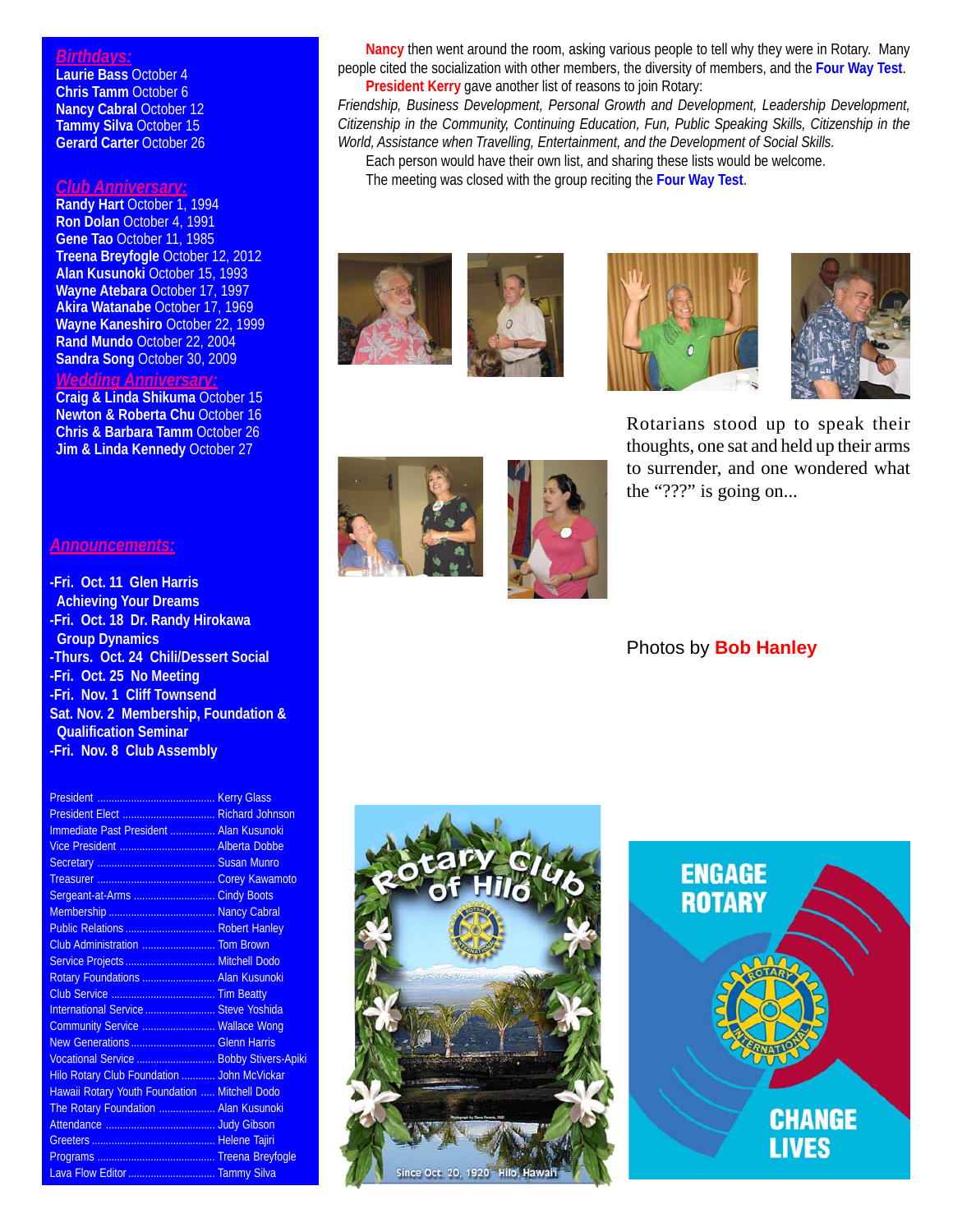## Birthdays:

**Laurie Bass** October 4
**Chris Tamm** October 6
**Nancy Cabral** October 12
**Tammy Silva** October 15
**Gerard Carter** October 26

## Club Anniversary:

**Randy Hart** October 1, 1994
**Ron Dolan** October 4, 1991
**Gene Tao** October 11, 1985
**Treena Breyfogle** October 12, 2012
**Alan Kusunoki** October 15, 1993
**Wayne Atebara** October 17, 1997
**Akira Watanabe** October 17, 1969
**Wayne Kaneshiro** October 22, 1999
**Rand Mundo** October 22, 2004
**Sandra Song** October 30, 2009

## Wedding Anniversary:

**Craig & Linda Shikuma** October 15
**Newton & Roberta Chu** October 16
**Chris & Barbara Tamm** October 26
**Jim & Linda Kennedy** October 27

## Announcements:

**-Fri. Oct. 11 Glen Harris**
**Achieving Your Dreams**
**-Fri. Oct. 18 Dr. Randy Hirokawa**
**Group Dynamics**
**-Thurs. Oct. 24 Chili/Dessert Social**
**-Fri. Oct. 25 No Meeting**
**-Fri. Nov. 1 Cliff Townsend**
**Sat. Nov. 2 Membership, Foundation & Qualification Seminar**
**-Fri. Nov. 8 Club Assembly**

| | |
|---|---|
| President | Kerry Glass |
| President Elect | Richard Johnson |
| Immediate Past President | Alan Kusunoki |
| Vice President | Alberta Dobbe |
| Secretary | Susan Munro |
| Treasurer | Corey Kawamoto |
| Sergeant-at-Arms | Cindy Boots |
| Membership | Nancy Cabral |
| Public Relations | Robert Hanley |
| Club Administration | Tom Brown |
| Service Projects | Mitchell Dodo |
| Rotary Foundations | Alan Kusunoki |
| Club Service | Tim Beatty |
| International Service | Steve Yoshida |
| Community Service | Wallace Wong |
| New Generations | Glenn Harris |
| Vocational Service | Bobby Stivers-Apiki |
| Hilo Rotary Club Foundation | John McVickar |
| Hawaii Rotary Youth Foundation | Mitchell Dodo |
| The Rotary Foundation | Alan Kusunoki |
| Attendance | Judy Gibson |
| Greeters | Helene Tajiri |
| Programs | Treena Breyfogle |
| Lava Flow Editor | Tammy Silva |

**Nancy** then went around the room, asking various people to tell why they were in Rotary. Many people cited the socialization with other members, the diversity of members, and the **Four Way Test**.

**President Kerry** gave another list of reasons to join Rotary:
*Friendship, Business Development, Personal Growth and Development, Leadership Development, Citizenship in the Community, Continuing Education, Fun, Public Speaking Skills, Citizenship in the World, Assistance when Travelling, Entertainment, and the Development of Social Skills.*

Each person would have their own list, and sharing these lists would be welcome.

The meeting was closed with the group reciting the **Four Way Test**.

Rotarians stood up to speak their thoughts, one sat and held up their arms to surrender, and one wondered what the "???" is going on...

Photos by **Bob Hanley**

Rotary Club of Hilo
Since Oct. 20, 1920 Hilo, Hawaii

ENGAGE ROTARY
CHANGE LIVES